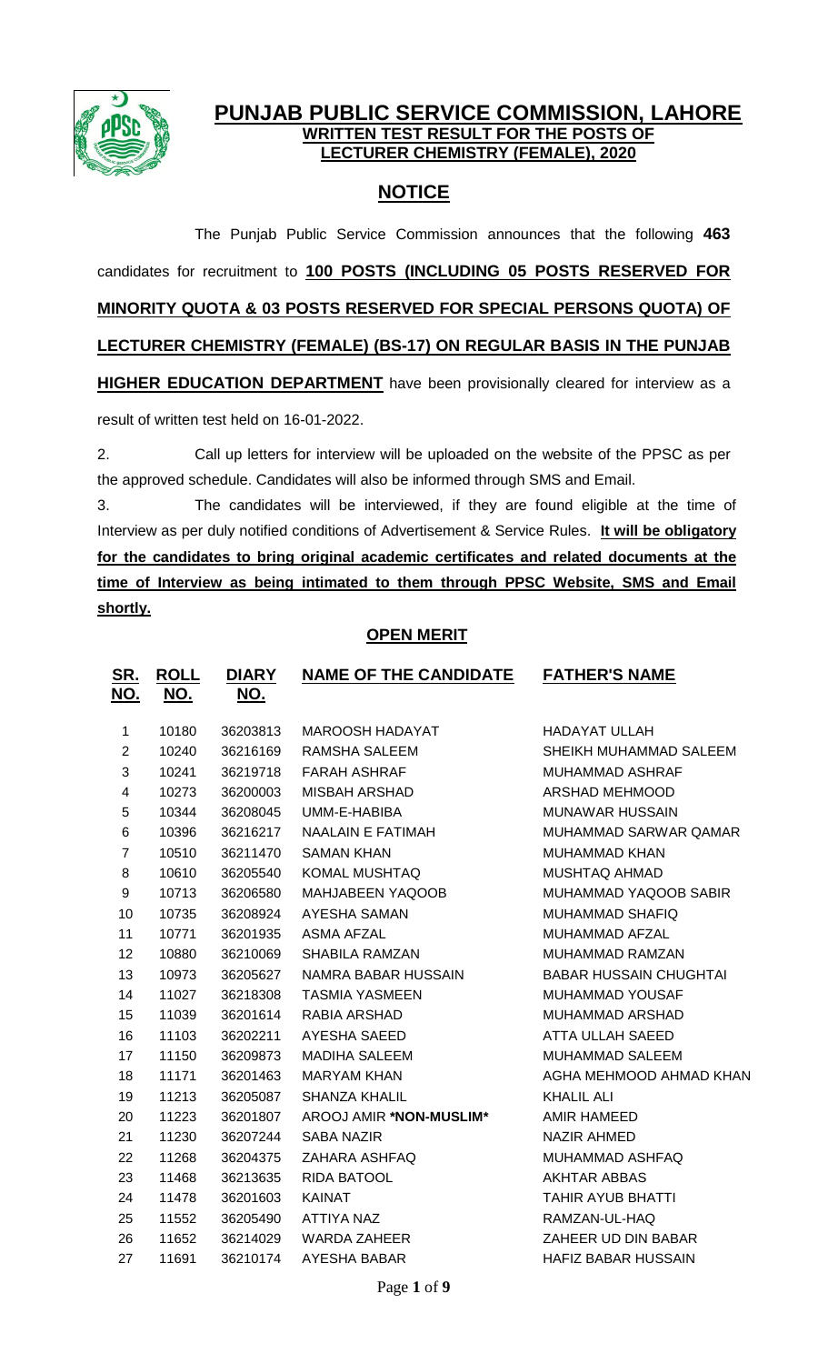# PUNJAB PUBLIC SERVICE COMMISSION, LAHORE

## WRITTEN TEST RESULT FOR THE POSTS OF LECTURER CHEMISTRY (FEMALE), 2020

## NOTICE

The Punjab Public Service Commission announces that the following **463** candidates for recruitment to **100 POSTS (INCLUDING 05 POSTS RESERVED FOR MINORITY QUOTA & 03 POSTS RESERVED FOR SPECIAL PERSONS QUOTA) OF LECTURER CHEMISTRY (FEMALE) (BS-17) ON REGULAR BASIS IN THE PUNJAB HIGHER EDUCATION DEPARTMENT** have been provisionally cleared for interview as a result of written test held on 16-01-2022.

2. Call up letters for interview will be uploaded on the website of the PPSC as per the approved schedule. Candidates will also be informed through SMS and Email.

3. The candidates will be interviewed, if they are found eligible at the time of Interview as per duly notified conditions of Advertisement & Service Rules. **It will be obligatory for the candidates to bring original academic certificates and related documents at the time of Interview as being intimated to them through PPSC Website, SMS and Email shortly.**

### OPEN MERIT

| SR. NO. | ROLL NO. | DIARY NO. | NAME OF THE CANDIDATE | FATHER'S NAME |
|---|---|---|---|---|
| 1 | 10180 | 36203813 | MAROOSH HADAYAT | HADAYAT ULLAH |
| 2 | 10240 | 36216169 | RAMSHA SALEEM | SHEIKH MUHAMMAD SALEEM |
| 3 | 10241 | 36219718 | FARAH ASHRAF | MUHAMMAD ASHRAF |
| 4 | 10273 | 36200003 | MISBAH ARSHAD | ARSHAD MEHMOOD |
| 5 | 10344 | 36208045 | UMM-E-HABIBA | MUNAWAR HUSSAIN |
| 6 | 10396 | 36216217 | NAALAIN E FATIMAH | MUHAMMAD SARWAR QAMAR |
| 7 | 10510 | 36211470 | SAMAN KHAN | MUHAMMAD KHAN |
| 8 | 10610 | 36205540 | KOMAL MUSHTAQ | MUSHTAQ AHMAD |
| 9 | 10713 | 36206580 | MAHJABEEN YAQOOB | MUHAMMAD YAQOOB SABIR |
| 10 | 10735 | 36208924 | AYESHA SAMAN | MUHAMMAD SHAFIQ |
| 11 | 10771 | 36201935 | ASMA AFZAL | MUHAMMAD AFZAL |
| 12 | 10880 | 36210069 | SHABILA RAMZAN | MUHAMMAD RAMZAN |
| 13 | 10973 | 36205627 | NAMRA BABAR HUSSAIN | BABAR HUSSAIN CHUGHTAI |
| 14 | 11027 | 36218308 | TASMIA YASMEEN | MUHAMMAD YOUSAF |
| 15 | 11039 | 36201614 | RABIA ARSHAD | MUHAMMAD ARSHAD |
| 16 | 11103 | 36202211 | AYESHA SAEED | ATTA ULLAH SAEED |
| 17 | 11150 | 36209873 | MADIHA SALEEM | MUHAMMAD SALEEM |
| 18 | 11171 | 36201463 | MARYAM KHAN | AGHA MEHMOOD AHMAD KHAN |
| 19 | 11213 | 36205087 | SHANZA KHALIL | KHALIL ALI |
| 20 | 11223 | 36201807 | AROOJ AMIR *NON-MUSLIM* | AMIR HAMEED |
| 21 | 11230 | 36207244 | SABA NAZIR | NAZIR AHMED |
| 22 | 11268 | 36204375 | ZAHARA ASHFAQ | MUHAMMAD ASHFAQ |
| 23 | 11468 | 36213635 | RIDA BATOOL | AKHTAR ABBAS |
| 24 | 11478 | 36201603 | KAINAT | TAHIR AYUB BHATTI |
| 25 | 11552 | 36205490 | ATTIYA NAZ | RAMZAN-UL-HAQ |
| 26 | 11652 | 36214029 | WARDA ZAHEER | ZAHEER UD DIN BABAR |
| 27 | 11691 | 36210174 | AYESHA BABAR | HAFIZ BABAR HUSSAIN |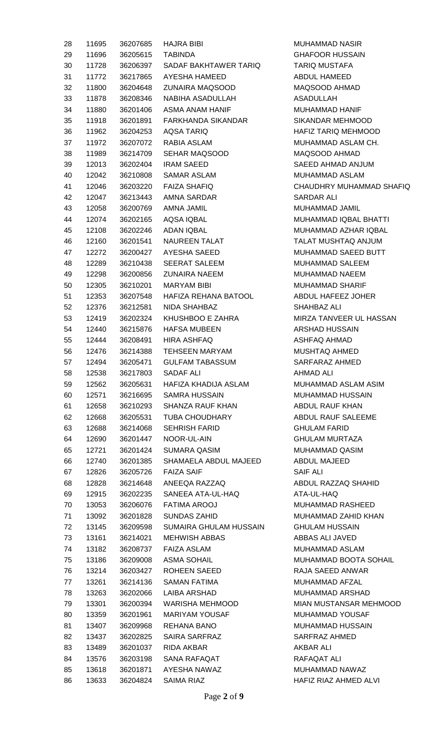| | | | | |
|---|---|---|---|---|
| 28 | 11695 | 36207685 | HAJRA BIBI | MUHAMMAD NASIR |
| 29 | 11696 | 36205615 | TABINDA | GHAFOOR HUSSAIN |
| 30 | 11728 | 36206397 | SADAF BAKHTAWER TARIQ | TARIQ MUSTAFA |
| 31 | 11772 | 36217865 | AYESHA HAMEED | ABDUL HAMEED |
| 32 | 11800 | 36204648 | ZUNAIRA MAQSOOD | MAQSOOD AHMAD |
| 33 | 11878 | 36208346 | NABIHA ASADULLAH | ASADULLAH |
| 34 | 11880 | 36201406 | ASMA ANAM HANIF | MUHAMMAD HANIF |
| 35 | 11918 | 36201891 | FARKHANDA SIKANDAR | SIKANDAR MEHMOOD |
| 36 | 11962 | 36204253 | AQSA TARIQ | HAFIZ TARIQ MEHMOOD |
| 37 | 11972 | 36207072 | RABIA ASLAM | MUHAMMAD ASLAM CH. |
| 38 | 11989 | 36214709 | SEHAR MAQSOOD | MAQSOOD AHMAD |
| 39 | 12013 | 36202404 | IRAM SAEED | SAEED AHMAD ANJUM |
| 40 | 12042 | 36210808 | SAMAR ASLAM | MUHAMMAD ASLAM |
| 41 | 12046 | 36203220 | FAIZA SHAFIQ | CHAUDHRY MUHAMMAD SHAFIQ |
| 42 | 12047 | 36213443 | AMNA SARDAR | SARDAR ALI |
| 43 | 12058 | 36200769 | AMNA JAMIL | MUHAMMAD JAMIL |
| 44 | 12074 | 36202165 | AQSA IQBAL | MUHAMMAD IQBAL BHATTI |
| 45 | 12108 | 36202246 | ADAN IQBAL | MUHAMMAD AZHAR IQBAL |
| 46 | 12160 | 36201541 | NAUREEN TALAT | TALAT MUSHTAQ ANJUM |
| 47 | 12272 | 36200427 | AYESHA SAEED | MUHAMMAD SAEED BUTT |
| 48 | 12289 | 36210438 | SEERAT SALEEM | MUHAMMAD SALEEM |
| 49 | 12298 | 36200856 | ZUNAIRA NAEEM | MUHAMMAD NAEEM |
| 50 | 12305 | 36210201 | MARYAM BIBI | MUHAMMAD SHARIF |
| 51 | 12353 | 36207548 | HAFIZA REHANA BATOOL | ABDUL HAFEEZ JOHER |
| 52 | 12376 | 36212581 | NIDA SHAHBAZ | SHAHBAZ ALI |
| 53 | 12419 | 36202324 | KHUSHBOO E ZAHRA | MIRZA TANVEER UL HASSAN |
| 54 | 12440 | 36215876 | HAFSA MUBEEN | ARSHAD HUSSAIN |
| 55 | 12444 | 36208491 | HIRA ASHFAQ | ASHFAQ AHMAD |
| 56 | 12476 | 36214388 | TEHSEEN MARYAM | MUSHTAQ AHMED |
| 57 | 12494 | 36205471 | GULFAM TABASSUM | SARFARAZ AHMED |
| 58 | 12538 | 36217803 | SADAF ALI | AHMAD ALI |
| 59 | 12562 | 36205631 | HAFIZA KHADIJA ASLAM | MUHAMMAD ASLAM ASIM |
| 60 | 12571 | 36216695 | SAMRA HUSSAIN | MUHAMMAD HUSSAIN |
| 61 | 12658 | 36210293 | SHANZA RAUF KHAN | ABDUL RAUF KHAN |
| 62 | 12668 | 36205531 | TUBA CHOUDHARY | ABDUL RAUF SALEEME |
| 63 | 12688 | 36214068 | SEHRISH FARID | GHULAM FARID |
| 64 | 12690 | 36201447 | NOOR-UL-AIN | GHULAM MURTAZA |
| 65 | 12721 | 36201424 | SUMARA QASIM | MUHAMMAD QASIM |
| 66 | 12740 | 36201385 | SHAMAELA ABDUL MAJEED | ABDUL MAJEED |
| 67 | 12826 | 36205726 | FAIZA SAIF | SAIF ALI |
| 68 | 12828 | 36214648 | ANEEQA RAZZAQ | ABDUL RAZZAQ SHAHID |
| 69 | 12915 | 36202235 | SANEEA ATA-UL-HAQ | ATA-UL-HAQ |
| 70 | 13053 | 36206076 | FATIMA AROOJ | MUHAMMAD RASHEED |
| 71 | 13092 | 36201828 | SUNDAS ZAHID | MUHAMMAD ZAHID KHAN |
| 72 | 13145 | 36209598 | SUMAIRA GHULAM HUSSAIN | GHULAM HUSSAIN |
| 73 | 13161 | 36214021 | MEHWISH ABBAS | ABBAS ALI JAVED |
| 74 | 13182 | 36208737 | FAIZA ASLAM | MUHAMMAD ASLAM |
| 75 | 13186 | 36209008 | ASMA SOHAIL | MUHAMMAD BOOTA SOHAIL |
| 76 | 13214 | 36203427 | ROHEEN SAEED | RAJA SAEED ANWAR |
| 77 | 13261 | 36214136 | SAMAN FATIMA | MUHAMMAD AFZAL |
| 78 | 13263 | 36202066 | LAIBA ARSHAD | MUHAMMAD ARSHAD |
| 79 | 13301 | 36200394 | WARISHA MEHMOOD | MIAN MUSTANSAR MEHMOOD |
| 80 | 13359 | 36201961 | MARIYAM YOUSAF | MUHAMMAD YOUSAF |
| 81 | 13407 | 36209968 | REHANA BANO | MUHAMMAD HUSSAIN |
| 82 | 13437 | 36202825 | SAIRA SARFRAZ | SARFRAZ AHMED |
| 83 | 13489 | 36201037 | RIDA AKBAR | AKBAR ALI |
| 84 | 13576 | 36203198 | SANA RAFAQAT | RAFAQAT ALI |
| 85 | 13618 | 36201871 | AYESHA NAWAZ | MUHAMMAD NAWAZ |
| 86 | 13633 | 36204824 | SAIMA RIAZ | HAFIZ RIAZ AHMED ALVI |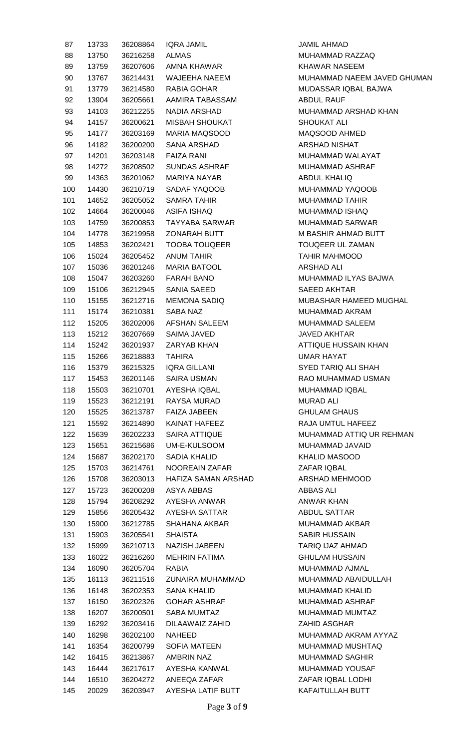| | | | | |
|---|---|---|---|---|
| 87 | 13733 | 36208864 | IQRA JAMIL | JAMIL AHMAD |
| 88 | 13750 | 36216258 | ALMAS | MUHAMMAD RAZZAQ |
| 89 | 13759 | 36207606 | AMNA KHAWAR | KHAWAR NASEEM |
| 90 | 13767 | 36214431 | WAJEEHA NAEEM | MUHAMMAD NAEEM JAVED GHUMAN |
| 91 | 13779 | 36214580 | RABIA GOHAR | MUDASSAR IQBAL BAJWA |
| 92 | 13904 | 36205661 | AAMIRA TABASSAM | ABDUL RAUF |
| 93 | 14103 | 36212255 | NADIA ARSHAD | MUHAMMAD ARSHAD KHAN |
| 94 | 14157 | 36200621 | MISBAH SHOUKAT | SHOUKAT ALI |
| 95 | 14177 | 36203169 | MARIA MAQSOOD | MAQSOOD AHMED |
| 96 | 14182 | 36200200 | SANA ARSHAD | ARSHAD NISHAT |
| 97 | 14201 | 36203148 | FAIZA RANI | MUHAMMAD WALAYAT |
| 98 | 14272 | 36208502 | SUNDAS ASHRAF | MUHAMMAD ASHRAF |
| 99 | 14363 | 36201062 | MARIYA NAYAB | ABDUL KHALIQ |
| 100 | 14430 | 36210719 | SADAF YAQOOB | MUHAMMAD YAQOOB |
| 101 | 14652 | 36205052 | SAMRA TAHIR | MUHAMMAD TAHIR |
| 102 | 14664 | 36200046 | ASIFA ISHAQ | MUHAMMAD ISHAQ |
| 103 | 14759 | 36200853 | TAYYABA SARWAR | MUHAMMAD SARWAR |
| 104 | 14778 | 36219958 | ZONARAH BUTT | M BASHIR AHMAD BUTT |
| 105 | 14853 | 36202421 | TOOBA TOUQEER | TOUQEER UL ZAMAN |
| 106 | 15024 | 36205452 | ANUM TAHIR | TAHIR MAHMOOD |
| 107 | 15036 | 36201246 | MARIA BATOOL | ARSHAD ALI |
| 108 | 15047 | 36203260 | FARAH BANO | MUHAMMAD ILYAS BAJWA |
| 109 | 15106 | 36212945 | SANIA SAEED | SAEED AKHTAR |
| 110 | 15155 | 36212716 | MEMONA SADIQ | MUBASHAR HAMEED MUGHAL |
| 111 | 15174 | 36210381 | SABA NAZ | MUHAMMAD AKRAM |
| 112 | 15205 | 36202006 | AFSHAN SALEEM | MUHAMMAD SALEEM |
| 113 | 15212 | 36207669 | SAIMA JAVED | JAVED AKHTAR |
| 114 | 15242 | 36201937 | ZARYAB KHAN | ATTIQUE HUSSAIN KHAN |
| 115 | 15266 | 36218883 | TAHIRA | UMAR HAYAT |
| 116 | 15379 | 36215325 | IQRA GILLANI | SYED TARIQ ALI SHAH |
| 117 | 15453 | 36201146 | SAIRA USMAN | RAO MUHAMMAD USMAN |
| 118 | 15503 | 36210701 | AYESHA IQBAL | MUHAMMAD IQBAL |
| 119 | 15523 | 36212191 | RAYSA MURAD | MURAD ALI |
| 120 | 15525 | 36213787 | FAIZA JABEEN | GHULAM GHAUS |
| 121 | 15592 | 36214890 | KAINAT HAFEEZ | RAJA UMTUL HAFEEZ |
| 122 | 15639 | 36202233 | SAIRA ATTIQUE | MUHAMMAD ATTIQ UR REHMAN |
| 123 | 15651 | 36215686 | UM-E-KULSOOM | MUHAMMAD JAVAID |
| 124 | 15687 | 36202170 | SADIA KHALID | KHALID MASOOD |
| 125 | 15703 | 36214761 | NOOREAIN ZAFAR | ZAFAR IQBAL |
| 126 | 15708 | 36203013 | HAFIZA SAMAN ARSHAD | ARSHAD MEHMOOD |
| 127 | 15723 | 36200208 | ASYA ABBAS | ABBAS ALI |
| 128 | 15794 | 36208292 | AYESHA ANWAR | ANWAR KHAN |
| 129 | 15856 | 36205432 | AYESHA SATTAR | ABDUL SATTAR |
| 130 | 15900 | 36212785 | SHAHANA AKBAR | MUHAMMAD AKBAR |
| 131 | 15903 | 36205541 | SHAISTA | SABIR HUSSAIN |
| 132 | 15999 | 36210713 | NAZISH JABEEN | TARIQ IJAZ AHMAD |
| 133 | 16022 | 36216260 | MEHRIN FATIMA | GHULAM HUSSAIN |
| 134 | 16090 | 36205704 | RABIA | MUHAMMAD AJMAL |
| 135 | 16113 | 36211516 | ZUNAIRA MUHAMMAD | MUHAMMAD ABAIDULLAH |
| 136 | 16148 | 36202353 | SANA KHALID | MUHAMMAD KHALID |
| 137 | 16150 | 36202326 | GOHAR ASHRAF | MUHAMMAD ASHRAF |
| 138 | 16207 | 36200501 | SABA MUMTAZ | MUHAMMAD MUMTAZ |
| 139 | 16292 | 36203416 | DILAAWAIZ ZAHID | ZAHID ASGHAR |
| 140 | 16298 | 36202100 | NAHEED | MUHAMMAD AKRAM AYYAZ |
| 141 | 16354 | 36200799 | SOFIA MATEEN | MUHAMMAD MUSHTAQ |
| 142 | 16415 | 36213867 | AMBRIN NAZ | MUHAMMAD SAGHIR |
| 143 | 16444 | 36217617 | AYESHA KANWAL | MUHAMMAD YOUSAF |
| 144 | 16510 | 36204272 | ANEEQA ZAFAR | ZAFAR IQBAL LODHI |
| 145 | 20029 | 36203947 | AYESHA LATIF BUTT | KAFAITULLAH BUTT |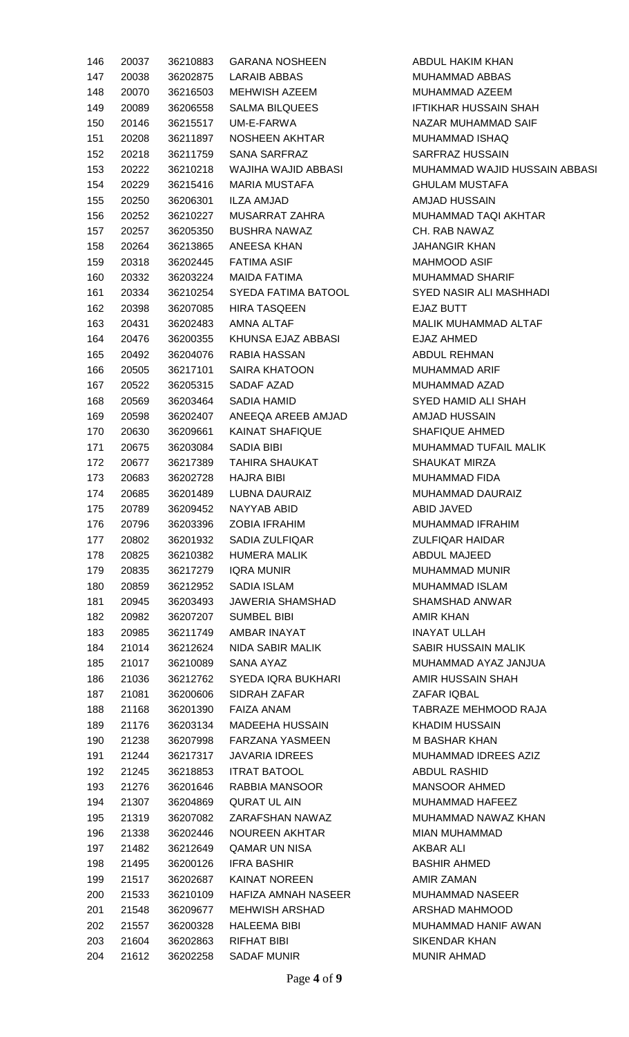| | | | | |
|---|---|---|---|---|
| 146 | 20037 | 36210883 | GARANA NOSHEEN | ABDUL HAKIM KHAN |
| 147 | 20038 | 36202875 | LARAIB ABBAS | MUHAMMAD ABBAS |
| 148 | 20070 | 36216503 | MEHWISH AZEEM | MUHAMMAD AZEEM |
| 149 | 20089 | 36206558 | SALMA BILQUEES | IFTIKHAR HUSSAIN SHAH |
| 150 | 20146 | 36215517 | UM-E-FARWA | NAZAR MUHAMMAD SAIF |
| 151 | 20208 | 36211897 | NOSHEEN AKHTAR | MUHAMMAD ISHAQ |
| 152 | 20218 | 36211759 | SANA SARFRAZ | SARFRAZ HUSSAIN |
| 153 | 20222 | 36210218 | WAJIHA WAJID ABBASI | MUHAMMAD WAJID HUSSAIN ABBASI |
| 154 | 20229 | 36215416 | MARIA MUSTAFA | GHULAM MUSTAFA |
| 155 | 20250 | 36206301 | ILZA AMJAD | AMJAD HUSSAIN |
| 156 | 20252 | 36210227 | MUSARRAT ZAHRA | MUHAMMAD TAQI AKHTAR |
| 157 | 20257 | 36205350 | BUSHRA NAWAZ | CH. RAB NAWAZ |
| 158 | 20264 | 36213865 | ANEESA KHAN | JAHANGIR KHAN |
| 159 | 20318 | 36202445 | FATIMA ASIF | MAHMOOD ASIF |
| 160 | 20332 | 36203224 | MAIDA FATIMA | MUHAMMAD SHARIF |
| 161 | 20334 | 36210254 | SYEDA FATIMA BATOOL | SYED NASIR ALI MASHHADI |
| 162 | 20398 | 36207085 | HIRA TASQEEN | EJAZ BUTT |
| 163 | 20431 | 36202483 | AMNA ALTAF | MALIK MUHAMMAD ALTAF |
| 164 | 20476 | 36200355 | KHUNSA EJAZ ABBASI | EJAZ AHMED |
| 165 | 20492 | 36204076 | RABIA HASSAN | ABDUL REHMAN |
| 166 | 20505 | 36217101 | SAIRA KHATOON | MUHAMMAD ARIF |
| 167 | 20522 | 36205315 | SADAF AZAD | MUHAMMAD AZAD |
| 168 | 20569 | 36203464 | SADIA HAMID | SYED HAMID ALI SHAH |
| 169 | 20598 | 36202407 | ANEEQA AREEB AMJAD | AMJAD HUSSAIN |
| 170 | 20630 | 36209661 | KAINAT SHAFIQUE | SHAFIQUE AHMED |
| 171 | 20675 | 36203084 | SADIA BIBI | MUHAMMAD TUFAIL MALIK |
| 172 | 20677 | 36217389 | TAHIRA SHAUKAT | SHAUKAT MIRZA |
| 173 | 20683 | 36202728 | HAJRA BIBI | MUHAMMAD FIDA |
| 174 | 20685 | 36201489 | LUBNA DAURAIZ | MUHAMMAD DAURAIZ |
| 175 | 20789 | 36209452 | NAYYAB ABID | ABID JAVED |
| 176 | 20796 | 36203396 | ZOBIA IFRAHIM | MUHAMMAD IFRAHIM |
| 177 | 20802 | 36201932 | SADIA ZULFIQAR | ZULFIQAR HAIDAR |
| 178 | 20825 | 36210382 | HUMERA MALIK | ABDUL MAJEED |
| 179 | 20835 | 36217279 | IQRA MUNIR | MUHAMMAD MUNIR |
| 180 | 20859 | 36212952 | SADIA ISLAM | MUHAMMAD ISLAM |
| 181 | 20945 | 36203493 | JAWERIA SHAMSHAD | SHAMSHAD ANWAR |
| 182 | 20982 | 36207207 | SUMBEL BIBI | AMIR KHAN |
| 183 | 20985 | 36211749 | AMBAR INAYAT | INAYAT ULLAH |
| 184 | 21014 | 36212624 | NIDA SABIR MALIK | SABIR HUSSAIN MALIK |
| 185 | 21017 | 36210089 | SANA AYAZ | MUHAMMAD AYAZ JANJUA |
| 186 | 21036 | 36212762 | SYEDA IQRA BUKHARI | AMIR HUSSAIN SHAH |
| 187 | 21081 | 36200606 | SIDRAH ZAFAR | ZAFAR IQBAL |
| 188 | 21168 | 36201390 | FAIZA ANAM | TABRAZE MEHMOOD RAJA |
| 189 | 21176 | 36203134 | MADEEHA HUSSAIN | KHADIM HUSSAIN |
| 190 | 21238 | 36207998 | FARZANA YASMEEN | M BASHAR KHAN |
| 191 | 21244 | 36217317 | JAVARIA IDREES | MUHAMMAD IDREES AZIZ |
| 192 | 21245 | 36218853 | ITRAT BATOOL | ABDUL RASHID |
| 193 | 21276 | 36201646 | RABBIA MANSOOR | MANSOOR AHMED |
| 194 | 21307 | 36204869 | QURAT UL AIN | MUHAMMAD HAFEEZ |
| 195 | 21319 | 36207082 | ZARAFSHAN NAWAZ | MUHAMMAD NAWAZ KHAN |
| 196 | 21338 | 36202446 | NOUREEN AKHTAR | MIAN MUHAMMAD |
| 197 | 21482 | 36212649 | QAMAR UN NISA | AKBAR ALI |
| 198 | 21495 | 36200126 | IFRA BASHIR | BASHIR AHMED |
| 199 | 21517 | 36202687 | KAINAT NOREEN | AMIR ZAMAN |
| 200 | 21533 | 36210109 | HAFIZA AMNAH NASEER | MUHAMMAD NASEER |
| 201 | 21548 | 36209677 | MEHWISH ARSHAD | ARSHAD MAHMOOD |
| 202 | 21557 | 36200328 | HALEEMA BIBI | MUHAMMAD HANIF AWAN |
| 203 | 21604 | 36202863 | RIFHAT BIBI | SIKENDAR KHAN |
| 204 | 21612 | 36202258 | SADAF MUNIR | MUNIR AHMAD |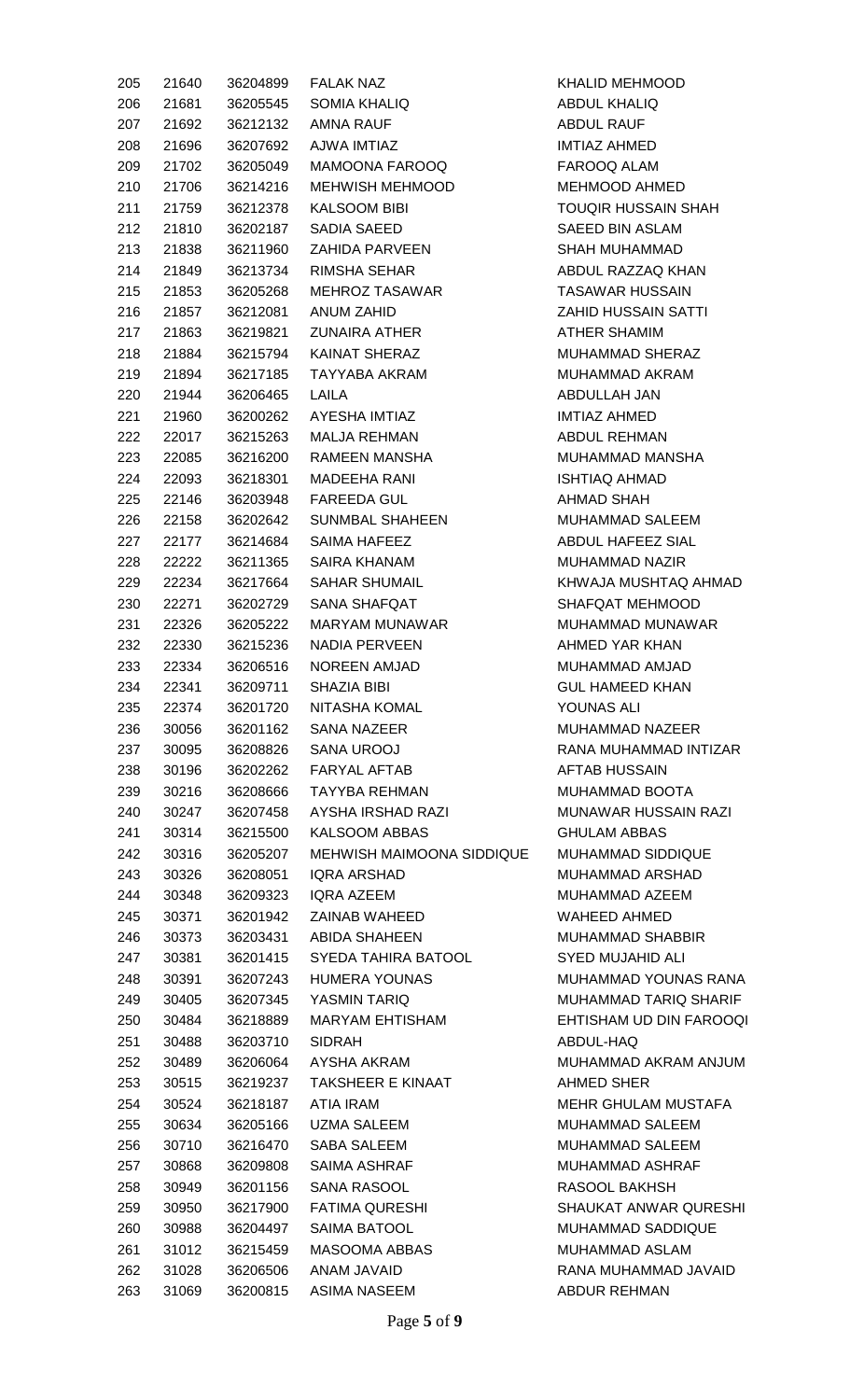| | | | | |
|---|---|---|---|---|
| 205 | 21640 | 36204899 | FALAK NAZ | KHALID MEHMOOD |
| 206 | 21681 | 36205545 | SOMIA KHALIQ | ABDUL KHALIQ |
| 207 | 21692 | 36212132 | AMNA RAUF | ABDUL RAUF |
| 208 | 21696 | 36207692 | AJWA IMTIAZ | IMTIAZ AHMED |
| 209 | 21702 | 36205049 | MAMOONA FAROOQ | FAROOQ ALAM |
| 210 | 21706 | 36214216 | MEHWISH MEHMOOD | MEHMOOD AHMED |
| 211 | 21759 | 36212378 | KALSOOM BIBI | TOUQIR HUSSAIN SHAH |
| 212 | 21810 | 36202187 | SADIA SAEED | SAEED BIN ASLAM |
| 213 | 21838 | 36211960 | ZAHIDA PARVEEN | SHAH MUHAMMAD |
| 214 | 21849 | 36213734 | RIMSHA SEHAR | ABDUL RAZZAQ KHAN |
| 215 | 21853 | 36205268 | MEHROZ TASAWAR | TASAWAR HUSSAIN |
| 216 | 21857 | 36212081 | ANUM ZAHID | ZAHID HUSSAIN SATTI |
| 217 | 21863 | 36219821 | ZUNAIRA ATHER | ATHER SHAMIM |
| 218 | 21884 | 36215794 | KAINAT SHERAZ | MUHAMMAD SHERAZ |
| 219 | 21894 | 36217185 | TAYYABA AKRAM | MUHAMMAD AKRAM |
| 220 | 21944 | 36206465 | LAILA | ABDULLAH JAN |
| 221 | 21960 | 36200262 | AYESHA IMTIAZ | IMTIAZ AHMED |
| 222 | 22017 | 36215263 | MALJA REHMAN | ABDUL REHMAN |
| 223 | 22085 | 36216200 | RAMEEN MANSHA | MUHAMMAD MANSHA |
| 224 | 22093 | 36218301 | MADEEHA RANI | ISHTIAQ AHMAD |
| 225 | 22146 | 36203948 | FAREEDA GUL | AHMAD SHAH |
| 226 | 22158 | 36202642 | SUNMBAL SHAHEEN | MUHAMMAD SALEEM |
| 227 | 22177 | 36214684 | SAIMA HAFEEZ | ABDUL HAFEEZ SIAL |
| 228 | 22222 | 36211365 | SAIRA KHANAM | MUHAMMAD NAZIR |
| 229 | 22234 | 36217664 | SAHAR SHUMAIL | KHWAJA MUSHTAQ AHMAD |
| 230 | 22271 | 36202729 | SANA SHAFQAT | SHAFQAT MEHMOOD |
| 231 | 22326 | 36205222 | MARYAM MUNAWAR | MUHAMMAD MUNAWAR |
| 232 | 22330 | 36215236 | NADIA PERVEEN | AHMED YAR KHAN |
| 233 | 22334 | 36206516 | NOREEN AMJAD | MUHAMMAD AMJAD |
| 234 | 22341 | 36209711 | SHAZIA BIBI | GUL HAMEED KHAN |
| 235 | 22374 | 36201720 | NITASHA KOMAL | YOUNAS ALI |
| 236 | 30056 | 36201162 | SANA NAZEER | MUHAMMAD NAZEER |
| 237 | 30095 | 36208826 | SANA UROOJ | RANA MUHAMMAD INTIZAR |
| 238 | 30196 | 36202262 | FARYAL AFTAB | AFTAB HUSSAIN |
| 239 | 30216 | 36208666 | TAYYBA REHMAN | MUHAMMAD BOOTA |
| 240 | 30247 | 36207458 | AYSHA IRSHAD RAZI | MUNAWAR HUSSAIN RAZI |
| 241 | 30314 | 36215500 | KALSOOM ABBAS | GHULAM ABBAS |
| 242 | 30316 | 36205207 | MEHWISH MAIMOONA SIDDIQUE | MUHAMMAD SIDDIQUE |
| 243 | 30326 | 36208051 | IQRA ARSHAD | MUHAMMAD ARSHAD |
| 244 | 30348 | 36209323 | IQRA AZEEM | MUHAMMAD AZEEM |
| 245 | 30371 | 36201942 | ZAINAB WAHEED | WAHEED AHMED |
| 246 | 30373 | 36203431 | ABIDA SHAHEEN | MUHAMMAD SHABBIR |
| 247 | 30381 | 36201415 | SYEDA TAHIRA BATOOL | SYED MUJAHID ALI |
| 248 | 30391 | 36207243 | HUMERA YOUNAS | MUHAMMAD YOUNAS RANA |
| 249 | 30405 | 36207345 | YASMIN TARIQ | MUHAMMAD TARIQ SHARIF |
| 250 | 30484 | 36218889 | MARYAM EHTISHAM | EHTISHAM UD DIN FAROOQI |
| 251 | 30488 | 36203710 | SIDRAH | ABDUL-HAQ |
| 252 | 30489 | 36206064 | AYSHA AKRAM | MUHAMMAD AKRAM ANJUM |
| 253 | 30515 | 36219237 | TAKSHEER E KINAAT | AHMED SHER |
| 254 | 30524 | 36218187 | ATIA IRAM | MEHR GHULAM MUSTAFA |
| 255 | 30634 | 36205166 | UZMA SALEEM | MUHAMMAD SALEEM |
| 256 | 30710 | 36216470 | SABA SALEEM | MUHAMMAD SALEEM |
| 257 | 30868 | 36209808 | SAIMA ASHRAF | MUHAMMAD ASHRAF |
| 258 | 30949 | 36201156 | SANA RASOOL | RASOOL BAKHSH |
| 259 | 30950 | 36217900 | FATIMA QURESHI | SHAUKAT ANWAR QURESHI |
| 260 | 30988 | 36204497 | SAIMA BATOOL | MUHAMMAD SADDIQUE |
| 261 | 31012 | 36215459 | MASOOMA ABBAS | MUHAMMAD ASLAM |
| 262 | 31028 | 36206506 | ANAM JAVAID | RANA MUHAMMAD JAVAID |
| 263 | 31069 | 36200815 | ASIMA NASEEM | ABDUR REHMAN |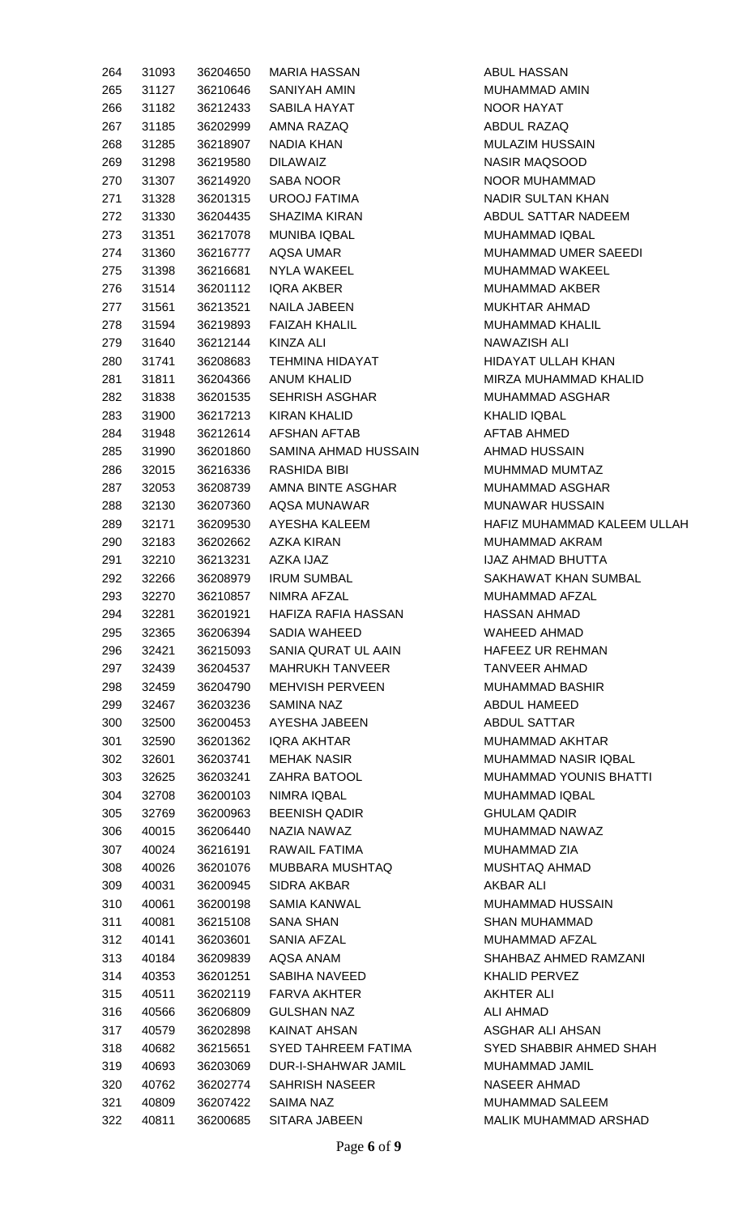| | | | | |
|---|---|---|---|---|
| 264 | 31093 | 36204650 | MARIA HASSAN | ABUL HASSAN |
| 265 | 31127 | 36210646 | SANIYAH AMIN | MUHAMMAD AMIN |
| 266 | 31182 | 36212433 | SABILA HAYAT | NOOR HAYAT |
| 267 | 31185 | 36202999 | AMNA RAZAQ | ABDUL RAZAQ |
| 268 | 31285 | 36218907 | NADIA KHAN | MULAZIM HUSSAIN |
| 269 | 31298 | 36219580 | DILAWAIZ | NASIR MAQSOOD |
| 270 | 31307 | 36214920 | SABA NOOR | NOOR MUHAMMAD |
| 271 | 31328 | 36201315 | UROOJ FATIMA | NADIR SULTAN KHAN |
| 272 | 31330 | 36204435 | SHAZIMA KIRAN | ABDUL SATTAR NADEEM |
| 273 | 31351 | 36217078 | MUNIBA IQBAL | MUHAMMAD IQBAL |
| 274 | 31360 | 36216777 | AQSA UMAR | MUHAMMAD UMER SAEEDI |
| 275 | 31398 | 36216681 | NYLA WAKEEL | MUHAMMAD WAKEEL |
| 276 | 31514 | 36201112 | IQRA AKBER | MUHAMMAD AKBER |
| 277 | 31561 | 36213521 | NAILA JABEEN | MUKHTAR AHMAD |
| 278 | 31594 | 36219893 | FAIZAH KHALIL | MUHAMMAD KHALIL |
| 279 | 31640 | 36212144 | KINZA ALI | NAWAZISH ALI |
| 280 | 31741 | 36208683 | TEHMINA HIDAYAT | HIDAYAT ULLAH KHAN |
| 281 | 31811 | 36204366 | ANUM KHALID | MIRZA MUHAMMAD KHALID |
| 282 | 31838 | 36201535 | SEHRISH ASGHAR | MUHAMMAD ASGHAR |
| 283 | 31900 | 36217213 | KIRAN KHALID | KHALID IQBAL |
| 284 | 31948 | 36212614 | AFSHAN AFTAB | AFTAB AHMED |
| 285 | 31990 | 36201860 | SAMINA AHMAD HUSSAIN | AHMAD HUSSAIN |
| 286 | 32015 | 36216336 | RASHIDA BIBI | MUHMMAD MUMTAZ |
| 287 | 32053 | 36208739 | AMNA BINTE ASGHAR | MUHAMMAD ASGHAR |
| 288 | 32130 | 36207360 | AQSA MUNAWAR | MUNAWAR HUSSAIN |
| 289 | 32171 | 36209530 | AYESHA KALEEM | HAFIZ MUHAMMAD KALEEM ULLAH |
| 290 | 32183 | 36202662 | AZKA KIRAN | MUHAMMAD AKRAM |
| 291 | 32210 | 36213231 | AZKA IJAZ | IJAZ AHMAD BHUTTA |
| 292 | 32266 | 36208979 | IRUM SUMBAL | SAKHAWAT KHAN SUMBAL |
| 293 | 32270 | 36210857 | NIMRA AFZAL | MUHAMMAD AFZAL |
| 294 | 32281 | 36201921 | HAFIZA RAFIA HASSAN | HASSAN AHMAD |
| 295 | 32365 | 36206394 | SADIA WAHEED | WAHEED AHMAD |
| 296 | 32421 | 36215093 | SANIA QURAT UL AAIN | HAFEEZ UR REHMAN |
| 297 | 32439 | 36204537 | MAHRUKH TANVEER | TANVEER AHMAD |
| 298 | 32459 | 36204790 | MEHVISH PERVEEN | MUHAMMAD BASHIR |
| 299 | 32467 | 36203236 | SAMINA NAZ | ABDUL HAMEED |
| 300 | 32500 | 36200453 | AYESHA JABEEN | ABDUL SATTAR |
| 301 | 32590 | 36201362 | IQRA AKHTAR | MUHAMMAD AKHTAR |
| 302 | 32601 | 36203741 | MEHAK NASIR | MUHAMMAD NASIR IQBAL |
| 303 | 32625 | 36203241 | ZAHRA BATOOL | MUHAMMAD YOUNIS BHATTI |
| 304 | 32708 | 36200103 | NIMRA IQBAL | MUHAMMAD IQBAL |
| 305 | 32769 | 36200963 | BEENISH QADIR | GHULAM QADIR |
| 306 | 40015 | 36206440 | NAZIA NAWAZ | MUHAMMAD NAWAZ |
| 307 | 40024 | 36216191 | RAWAIL FATIMA | MUHAMMAD ZIA |
| 308 | 40026 | 36201076 | MUBBARA MUSHTAQ | MUSHTAQ AHMAD |
| 309 | 40031 | 36200945 | SIDRA AKBAR | AKBAR ALI |
| 310 | 40061 | 36200198 | SAMIA KANWAL | MUHAMMAD HUSSAIN |
| 311 | 40081 | 36215108 | SANA SHAN | SHAN MUHAMMAD |
| 312 | 40141 | 36203601 | SANIA AFZAL | MUHAMMAD AFZAL |
| 313 | 40184 | 36209839 | AQSA ANAM | SHAHBAZ AHMED RAMZANI |
| 314 | 40353 | 36201251 | SABIHA NAVEED | KHALID PERVEZ |
| 315 | 40511 | 36202119 | FARVA AKHTER | AKHTER ALI |
| 316 | 40566 | 36206809 | GULSHAN NAZ | ALI AHMAD |
| 317 | 40579 | 36202898 | KAINAT AHSAN | ASGHAR ALI AHSAN |
| 318 | 40682 | 36215651 | SYED TAHREEM FATIMA | SYED SHABBIR AHMED SHAH |
| 319 | 40693 | 36203069 | DUR-I-SHAHWAR JAMIL | MUHAMMAD JAMIL |
| 320 | 40762 | 36202774 | SAHRISH NASEER | NASEER AHMAD |
| 321 | 40809 | 36207422 | SAIMA NAZ | MUHAMMAD SALEEM |
| 322 | 40811 | 36200685 | SITARA JABEEN | MALIK MUHAMMAD ARSHAD |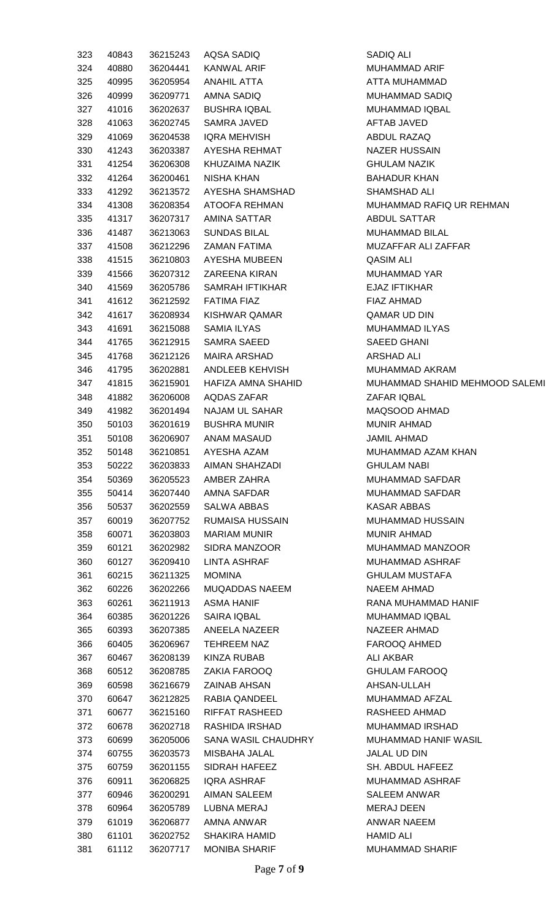| | | | | |
|---|---|---|---|---|
| 323 | 40843 | 36215243 | AQSA SADIQ | SADIQ ALI |
| 324 | 40880 | 36204441 | KANWAL ARIF | MUHAMMAD ARIF |
| 325 | 40995 | 36205954 | ANAHIL ATTA | ATTA MUHAMMAD |
| 326 | 40999 | 36209771 | AMNA SADIQ | MUHAMMAD SADIQ |
| 327 | 41016 | 36202637 | BUSHRA IQBAL | MUHAMMAD IQBAL |
| 328 | 41063 | 36202745 | SAMRA JAVED | AFTAB JAVED |
| 329 | 41069 | 36204538 | IQRA MEHVISH | ABDUL RAZAQ |
| 330 | 41243 | 36203387 | AYESHA REHMAT | NAZER HUSSAIN |
| 331 | 41254 | 36206308 | KHUZAIMA NAZIK | GHULAM NAZIK |
| 332 | 41264 | 36200461 | NISHA KHAN | BAHADUR KHAN |
| 333 | 41292 | 36213572 | AYESHA SHAMSHAD | SHAMSHAD ALI |
| 334 | 41308 | 36208354 | ATOOFA REHMAN | MUHAMMAD RAFIQ UR REHMAN |
| 335 | 41317 | 36207317 | AMINA SATTAR | ABDUL SATTAR |
| 336 | 41487 | 36213063 | SUNDAS BILAL | MUHAMMAD BILAL |
| 337 | 41508 | 36212296 | ZAMAN FATIMA | MUZAFFAR ALI ZAFFAR |
| 338 | 41515 | 36210803 | AYESHA MUBEEN | QASIM ALI |
| 339 | 41566 | 36207312 | ZAREENA KIRAN | MUHAMMAD YAR |
| 340 | 41569 | 36205786 | SAMRAH IFTIKHAR | EJAZ IFTIKHAR |
| 341 | 41612 | 36212592 | FATIMA FIAZ | FIAZ AHMAD |
| 342 | 41617 | 36208934 | KISHWAR QAMAR | QAMAR UD DIN |
| 343 | 41691 | 36215088 | SAMIA ILYAS | MUHAMMAD ILYAS |
| 344 | 41765 | 36212915 | SAMRA SAEED | SAEED GHANI |
| 345 | 41768 | 36212126 | MAIRA ARSHAD | ARSHAD ALI |
| 346 | 41795 | 36202881 | ANDLEEB KEHVISH | MUHAMMAD AKRAM |
| 347 | 41815 | 36215901 | HAFIZA AMNA SHAHID | MUHAMMAD SHAHID MEHMOOD SALEMI |
| 348 | 41882 | 36206008 | AQDAS ZAFAR | ZAFAR IQBAL |
| 349 | 41982 | 36201494 | NAJAM UL SAHAR | MAQSOOD AHMAD |
| 350 | 50103 | 36201619 | BUSHRA MUNIR | MUNIR AHMAD |
| 351 | 50108 | 36206907 | ANAM MASAUD | JAMIL AHMAD |
| 352 | 50148 | 36210851 | AYESHA AZAM | MUHAMMAD AZAM KHAN |
| 353 | 50222 | 36203833 | AIMAN SHAHZADI | GHULAM NABI |
| 354 | 50369 | 36205523 | AMBER ZAHRA | MUHAMMAD SAFDAR |
| 355 | 50414 | 36207440 | AMNA SAFDAR | MUHAMMAD SAFDAR |
| 356 | 50537 | 36202559 | SALWA ABBAS | KASAR ABBAS |
| 357 | 60019 | 36207752 | RUMAISA HUSSAIN | MUHAMMAD HUSSAIN |
| 358 | 60071 | 36203803 | MARIAM MUNIR | MUNIR AHMAD |
| 359 | 60121 | 36202982 | SIDRA MANZOOR | MUHAMMAD MANZOOR |
| 360 | 60127 | 36209410 | LINTA ASHRAF | MUHAMMAD ASHRAF |
| 361 | 60215 | 36211325 | MOMINA | GHULAM MUSTAFA |
| 362 | 60226 | 36202266 | MUQADDAS NAEEM | NAEEM AHMAD |
| 363 | 60261 | 36211913 | ASMA HANIF | RANA MUHAMMAD HANIF |
| 364 | 60385 | 36201226 | SAIRA IQBAL | MUHAMMAD IQBAL |
| 365 | 60393 | 36207385 | ANEELA NAZEER | NAZEER AHMAD |
| 366 | 60405 | 36206967 | TEHREEM NAZ | FAROOQ AHMED |
| 367 | 60467 | 36208139 | KINZA RUBAB | ALI AKBAR |
| 368 | 60512 | 36208785 | ZAKIA FAROOQ | GHULAM FAROOQ |
| 369 | 60598 | 36216679 | ZAINAB AHSAN | AHSAN-ULLAH |
| 370 | 60647 | 36212825 | RABIA QANDEEL | MUHAMMAD AFZAL |
| 371 | 60677 | 36215160 | RIFFAT RASHEED | RASHEED AHMAD |
| 372 | 60678 | 36202718 | RASHIDA IRSHAD | MUHAMMAD IRSHAD |
| 373 | 60699 | 36205006 | SANA WASIL CHAUDHRY | MUHAMMAD HANIF WASIL |
| 374 | 60755 | 36203573 | MISBAHA JALAL | JALAL UD DIN |
| 375 | 60759 | 36201155 | SIDRAH HAFEEZ | SH. ABDUL HAFEEZ |
| 376 | 60911 | 36206825 | IQRA ASHRAF | MUHAMMAD ASHRAF |
| 377 | 60946 | 36200291 | AIMAN SALEEM | SALEEM ANWAR |
| 378 | 60964 | 36205789 | LUBNA MERAJ | MERAJ DEEN |
| 379 | 61019 | 36206877 | AMNA ANWAR | ANWAR NAEEM |
| 380 | 61101 | 36202752 | SHAKIRA HAMID | HAMID ALI |
| 381 | 61112 | 36207717 | MONIBA SHARIF | MUHAMMAD SHARIF |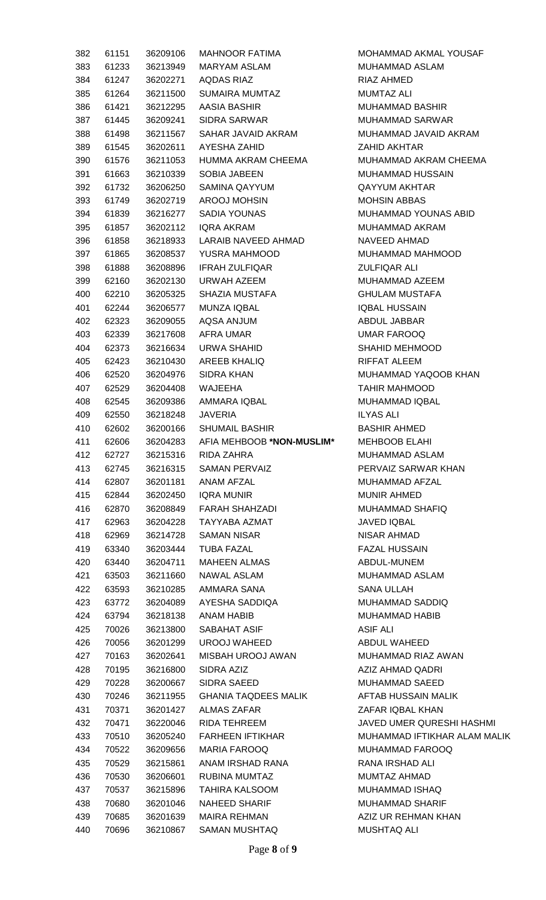| | | | | |
|---|---|---|---|---|
| 382 | 61151 | 36209106 | MAHNOOR FATIMA | MOHAMMAD AKMAL YOUSAF |
| 383 | 61233 | 36213949 | MARYAM ASLAM | MUHAMMAD ASLAM |
| 384 | 61247 | 36202271 | AQDAS RIAZ | RIAZ AHMED |
| 385 | 61264 | 36211500 | SUMAIRA MUMTAZ | MUMTAZ ALI |
| 386 | 61421 | 36212295 | AASIA BASHIR | MUHAMMAD BASHIR |
| 387 | 61445 | 36209241 | SIDRA SARWAR | MUHAMMAD SARWAR |
| 388 | 61498 | 36211567 | SAHAR JAVAID AKRAM | MUHAMMAD JAVAID AKRAM |
| 389 | 61545 | 36202611 | AYESHA ZAHID | ZAHID AKHTAR |
| 390 | 61576 | 36211053 | HUMMA AKRAM CHEEMA | MUHAMMAD AKRAM CHEEMA |
| 391 | 61663 | 36210339 | SOBIA JABEEN | MUHAMMAD HUSSAIN |
| 392 | 61732 | 36206250 | SAMINA QAYYUM | QAYYUM AKHTAR |
| 393 | 61749 | 36202719 | AROOJ MOHSIN | MOHSIN ABBAS |
| 394 | 61839 | 36216277 | SADIA YOUNAS | MUHAMMAD YOUNAS ABID |
| 395 | 61857 | 36202112 | IQRA AKRAM | MUHAMMAD AKRAM |
| 396 | 61858 | 36218933 | LARAIB NAVEED AHMAD | NAVEED AHMAD |
| 397 | 61865 | 36208537 | YUSRA MAHMOOD | MUHAMMAD MAHMOOD |
| 398 | 61888 | 36208896 | IFRAH ZULFIQAR | ZULFIQAR ALI |
| 399 | 62160 | 36202130 | URWAH AZEEM | MUHAMMAD AZEEM |
| 400 | 62210 | 36205325 | SHAZIA MUSTAFA | GHULAM MUSTAFA |
| 401 | 62244 | 36206577 | MUNZA IQBAL | IQBAL HUSSAIN |
| 402 | 62323 | 36209055 | AQSA ANJUM | ABDUL JABBAR |
| 403 | 62339 | 36217608 | AFRA UMAR | UMAR FAROOQ |
| 404 | 62373 | 36216634 | URWA SHAHID | SHAHID MEHMOOD |
| 405 | 62423 | 36210430 | AREEB KHALIQ | RIFFAT ALEEM |
| 406 | 62520 | 36204976 | SIDRA KHAN | MUHAMMAD YAQOOB KHAN |
| 407 | 62529 | 36204408 | WAJEEHA | TAHIR MAHMOOD |
| 408 | 62545 | 36209386 | AMMARA IQBAL | MUHAMMAD IQBAL |
| 409 | 62550 | 36218248 | JAVERIA | ILYAS ALI |
| 410 | 62602 | 36200166 | SHUMAIL BASHIR | BASHIR AHMED |
| 411 | 62606 | 36204283 | AFIA MEHBOOB **\*NON-MUSLIM\*** | MEHBOOB ELAHI |
| 412 | 62727 | 36215316 | RIDA ZAHRA | MUHAMMAD ASLAM |
| 413 | 62745 | 36216315 | SAMAN PERVAIZ | PERVAIZ SARWAR KHAN |
| 414 | 62807 | 36201181 | ANAM AFZAL | MUHAMMAD AFZAL |
| 415 | 62844 | 36202450 | IQRA MUNIR | MUNIR AHMED |
| 416 | 62870 | 36208849 | FARAH SHAHZADI | MUHAMMAD SHAFIQ |
| 417 | 62963 | 36204228 | TAYYABA AZMAT | JAVED IQBAL |
| 418 | 62969 | 36214728 | SAMAN NISAR | NISAR AHMAD |
| 419 | 63340 | 36203444 | TUBA FAZAL | FAZAL HUSSAIN |
| 420 | 63440 | 36204711 | MAHEEN ALMAS | ABDUL-MUNEM |
| 421 | 63503 | 36211660 | NAWAL ASLAM | MUHAMMAD ASLAM |
| 422 | 63593 | 36210285 | AMMARA SANA | SANA ULLAH |
| 423 | 63772 | 36204089 | AYESHA SADDIQA | MUHAMMAD SADDIQ |
| 424 | 63794 | 36218138 | ANAM HABIB | MUHAMMAD HABIB |
| 425 | 70026 | 36213800 | SABAHAT ASIF | ASIF ALI |
| 426 | 70056 | 36201299 | UROOJ WAHEED | ABDUL WAHEED |
| 427 | 70163 | 36202641 | MISBAH UROOJ AWAN | MUHAMMAD RIAZ AWAN |
| 428 | 70195 | 36216800 | SIDRA AZIZ | AZIZ AHMAD QADRI |
| 429 | 70228 | 36200667 | SIDRA SAEED | MUHAMMAD SAEED |
| 430 | 70246 | 36211955 | GHANIA TAQDEES MALIK | AFTAB HUSSAIN MALIK |
| 431 | 70371 | 36201427 | ALMAS ZAFAR | ZAFAR IQBAL KHAN |
| 432 | 70471 | 36220046 | RIDA TEHREEM | JAVED UMER QURESHI HASHMI |
| 433 | 70510 | 36205240 | FARHEEN IFTIKHAR | MUHAMMAD IFTIKHAR ALAM MALIK |
| 434 | 70522 | 36209656 | MARIA FAROOQ | MUHAMMAD FAROOQ |
| 435 | 70529 | 36215861 | ANAM IRSHAD RANA | RANA IRSHAD ALI |
| 436 | 70530 | 36206601 | RUBINA MUMTAZ | MUMTAZ AHMAD |
| 437 | 70537 | 36215896 | TAHIRA KALSOOM | MUHAMMAD ISHAQ |
| 438 | 70680 | 36201046 | NAHEED SHARIF | MUHAMMAD SHARIF |
| 439 | 70685 | 36201639 | MAIRA REHMAN | AZIZ UR REHMAN KHAN |
| 440 | 70696 | 36210867 | SAMAN MUSHTAQ | MUSHTAQ ALI |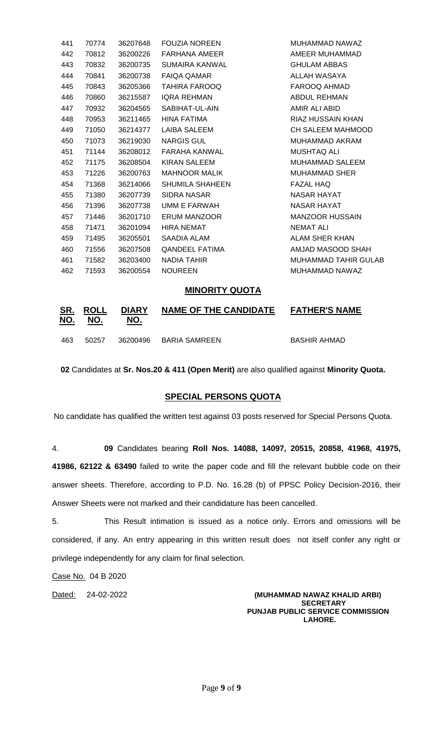| | | | | |
|---|---|---|---|---|
| 441 | 70774 | 36207648 | FOUZIA NOREEN | MUHAMMAD NAWAZ |
| 442 | 70812 | 36200226 | FARHANA AMEER | AMEER MUHAMMAD |
| 443 | 70832 | 36200735 | SUMAIRA KANWAL | GHULAM ABBAS |
| 444 | 70841 | 36200738 | FAIQA QAMAR | ALLAH WASAYA |
| 445 | 70843 | 36205366 | TAHIRA FAROOQ | FAROOQ AHMAD |
| 446 | 70860 | 36215587 | IQRA REHMAN | ABDUL REHMAN |
| 447 | 70932 | 36204565 | SABIHAT-UL-AIN | AMIR ALI ABID |
| 448 | 70953 | 36211465 | HINA FATIMA | RIAZ HUSSAIN KHAN |
| 449 | 71050 | 36214377 | LAIBA SALEEM | CH SALEEM MAHMOOD |
| 450 | 71073 | 36219030 | NARGIS GUL | MUHAMMAD AKRAM |
| 451 | 71144 | 36208012 | FARAHA KANWAL | MUSHTAQ ALI |
| 452 | 71175 | 36208504 | KIRAN SALEEM | MUHAMMAD SALEEM |
| 453 | 71226 | 36200763 | MAHNOOR MALIK | MUHAMMAD SHER |
| 454 | 71368 | 36214066 | SHUMILA SHAHEEN | FAZAL HAQ |
| 455 | 71380 | 36207739 | SIDRA NASAR | NASAR HAYAT |
| 456 | 71396 | 36207738 | UMM E FARWAH | NASAR HAYAT |
| 457 | 71446 | 36201710 | ERUM MANZOOR | MANZOOR HUSSAIN |
| 458 | 71471 | 36201094 | HIRA NEMAT | NEMAT ALI |
| 459 | 71495 | 36205501 | SAADIA ALAM | ALAM SHER KHAN |
| 460 | 71556 | 36207508 | QANDEEL FATIMA | AMJAD MASOOD SHAH |
| 461 | 71582 | 36203400 | NADIA TAHIR | MUHAMMAD TAHIR GULAB |
| 462 | 71593 | 36200554 | NOUREEN | MUHAMMAD NAWAZ |

## MINORITY QUOTA

| SR. NO. | ROLL NO. | DIARY NO. | NAME OF THE CANDIDATE | FATHER'S NAME |
|---|---|---|---|---|
| 463 | 50257 | 36200496 | BARIA SAMREEN | BASHIR AHMAD |

**02** Candidates at **Sr. Nos.20 & 411 (Open Merit)** are also qualified against **Minority Quota.**

## SPECIAL PERSONS QUOTA

No candidate has qualified the written test against 03 posts reserved for Special Persons Quota.

4. **09** Candidates bearing **Roll Nos. 14088, 14097, 20515, 20858, 41968, 41975, 41986, 62122 & 63490** failed to write the paper code and fill the relevant bubble code on their answer sheets. Therefore, according to P.D. No. 16.28 (b) of PPSC Policy Decision-2016, their Answer Sheets were not marked and their candidature has been cancelled.

5. This Result intimation is issued as a notice only. Errors and omissions will be considered, if any. An entry appearing in this written result does not itself confer any right or privilege independently for any claim for final selection.

Case No. 04 B 2020

Dated: 24-02-2022

**(MUHAMMAD NAWAZ KHALID ARBI)**
**SECRETARY**
**PUNJAB PUBLIC SERVICE COMMISSION**
**LAHORE.**